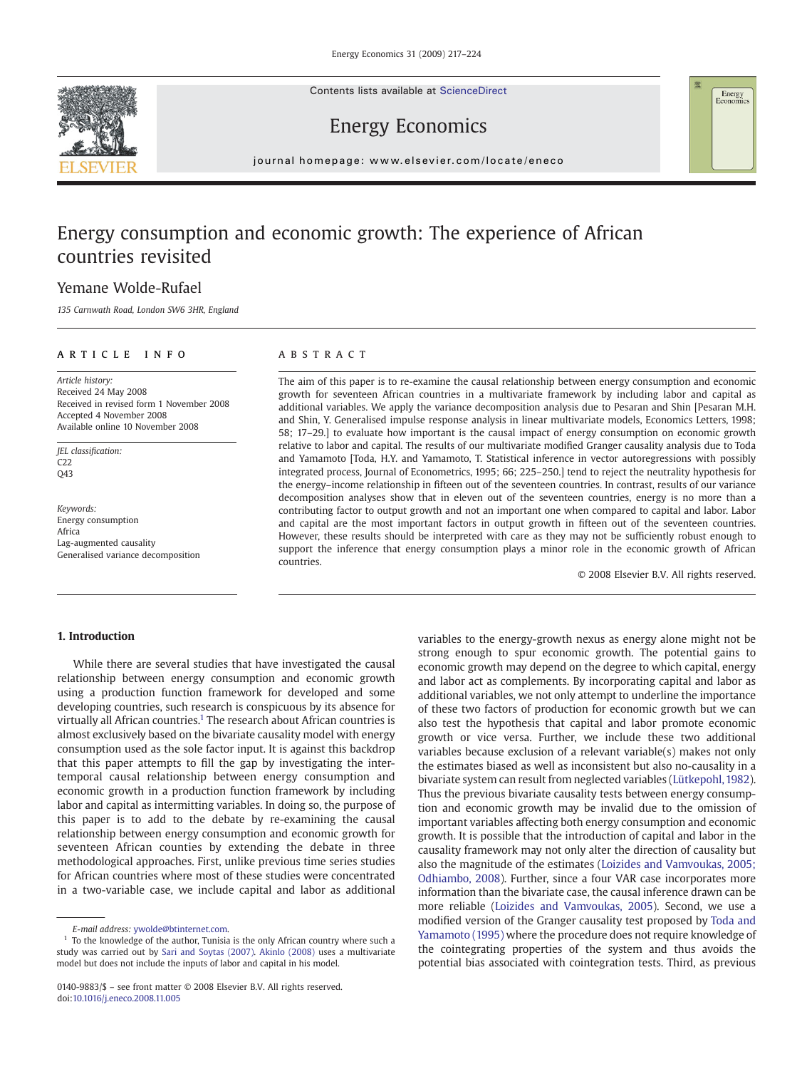# Energy consumption and economic growth: The experience of African countries revisited

Yemane Wolde-Rufael

*135 Carnwath Road, London SW6 3HR, England*

## ARTICLE INFO

*Article history:*
Received 24 May 2008
Received in revised form 1 November 2008
Accepted 4 November 2008
Available online 10 November 2008

*JEL classification:*
C22
Q43

*Keywords:*
Energy consumption
Africa
Lag-augmented causality
Generalised variance decomposition

## ABSTRACT

The aim of this paper is to re-examine the causal relationship between energy consumption and economic growth for seventeen African countries in a multivariate framework by including labor and capital as additional variables. We apply the variance decomposition analysis due to Pesaran and Shin [Pesaran M.H. and Shin, Y. Generalised impulse response analysis in linear multivariate models, Economics Letters, 1998; 58; 17–29.] to evaluate how important is the causal impact of energy consumption on economic growth relative to labor and capital. The results of our multivariate modified Granger causality analysis due to Toda and Yamamoto [Toda, H.Y. and Yamamoto, T. Statistical inference in vector autoregressions with possibly integrated process, Journal of Econometrics, 1995; 66; 225–250.] tend to reject the neutrality hypothesis for the energy–income relationship in fifteen out of the seventeen countries. In contrast, results of our variance decomposition analyses show that in eleven out of the seventeen countries, energy is no more than a contributing factor to output growth and not an important one when compared to capital and labor. Labor and capital are the most important factors in output growth in fifteen out of the seventeen countries. However, these results should be interpreted with care as they may not be sufficiently robust enough to support the inference that energy consumption plays a minor role in the economic growth of African countries.

© 2008 Elsevier B.V. All rights reserved.

## 1. Introduction

While there are several studies that have investigated the causal relationship between energy consumption and economic growth using a production function framework for developed and some developing countries, such research is conspicuous by its absence for virtually all African countries.[1] The research about African countries is almost exclusively based on the bivariate causality model with energy consumption used as the sole factor input. It is against this backdrop that this paper attempts to fill the gap by investigating the inter-temporal causal relationship between energy consumption and economic growth in a production function framework by including labor and capital as intermitting variables. In doing so, the purpose of this paper is to add to the debate by re-examining the causal relationship between energy consumption and economic growth for seventeen African counties by extending the debate in three methodological approaches. First, unlike previous time series studies for African countries where most of these studies were concentrated in a two-variable case, we include capital and labor as additional variables to the energy-growth nexus as energy alone might not be strong enough to spur economic growth. The potential gains to economic growth may depend on the degree to which capital, energy and labor act as complements. By incorporating capital and labor as additional variables, we not only attempt to underline the importance of these two factors of production for economic growth but we can also test the hypothesis that capital and labor promote economic growth or vice versa. Further, we include these two additional variables because exclusion of a relevant variable(s) makes not only the estimates biased as well as inconsistent but also no-causality in a bivariate system can result from neglected variables (Lütkepohl, 1982). Thus the previous bivariate causality tests between energy consumption and economic growth may be invalid due to the omission of important variables affecting both energy consumption and economic growth. It is possible that the introduction of capital and labor in the causality framework may not only alter the direction of causality but also the magnitude of the estimates (Loizides and Vamvoukas, 2005; Odhiambo, 2008). Further, since a four VAR case incorporates more information than the bivariate case, the causal inference drawn can be more reliable (Loizides and Vamvoukas, 2005). Second, we use a modified version of the Granger causality test proposed by Toda and Yamamoto (1995) where the procedure does not require knowledge of the cointegrating properties of the system and thus avoids the potential bias associated with cointegration tests. Third, as previous

E-mail address: ywolde@btinternet.com.

[1] To the knowledge of the author, Tunisia is the only African country where such a study was carried out by Sari and Soytas (2007). Akinlo (2008) uses a multivariate model but does not include the inputs of labor and capital in his model.

0140-9883/$ – see front matter © 2008 Elsevier B.V. All rights reserved.
doi:10.1016/j.eneco.2008.11.005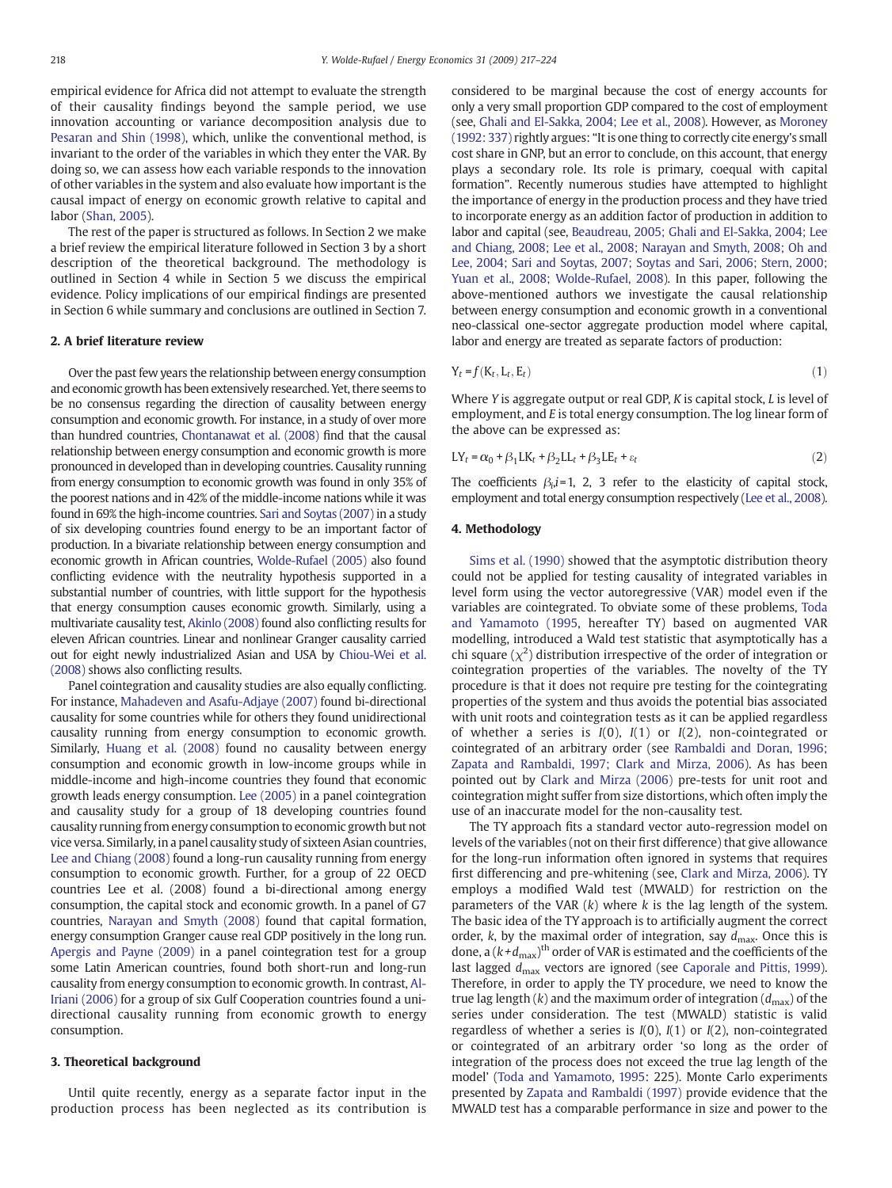empirical evidence for Africa did not attempt to evaluate the strength of their causality findings beyond the sample period, we use innovation accounting or variance decomposition analysis due to Pesaran and Shin (1998), which, unlike the conventional method, is invariant to the order of the variables in which they enter the VAR. By doing so, we can assess how each variable responds to the innovation of other variables in the system and also evaluate how important is the causal impact of energy on economic growth relative to capital and labor (Shan, 2005).

The rest of the paper is structured as follows. In Section 2 we make a brief review the empirical literature followed in Section 3 by a short description of the theoretical background. The methodology is outlined in Section 4 while in Section 5 we discuss the empirical evidence. Policy implications of our empirical findings are presented in Section 6 while summary and conclusions are outlined in Section 7.

## 2. A brief literature review

Over the past few years the relationship between energy consumption and economic growth has been extensively researched. Yet, there seems to be no consensus regarding the direction of causality between energy consumption and economic growth. For instance, in a study of over more than hundred countries, Chontanawat et al. (2008) find that the causal relationship between energy consumption and economic growth is more pronounced in developed than in developing countries. Causality running from energy consumption to economic growth was found in only 35% of the poorest nations and in 42% of the middle-income nations while it was found in 69% the high-income countries. Sari and Soytas (2007) in a study of six developing countries found energy to be an important factor of production. In a bivariate relationship between energy consumption and economic growth in African countries, Wolde-Rufael (2005) also found conflicting evidence with the neutrality hypothesis supported in a substantial number of countries, with little support for the hypothesis that energy consumption causes economic growth. Similarly, using a multivariate causality test, Akinlo (2008) found also conflicting results for eleven African countries. Linear and nonlinear Granger causality carried out for eight newly industrialized Asian and USA by Chiou-Wei et al. (2008) shows also conflicting results.

Panel cointegration and causality studies are also equally conflicting. For instance, Mahadeven and Asafu-Adjaye (2007) found bi-directional causality for some countries while for others they found unidirectional causality running from energy consumption to economic growth. Similarly, Huang et al. (2008) found no causality between energy consumption and economic growth in low-income groups while in middle-income and high-income countries they found that economic growth leads energy consumption. Lee (2005) in a panel cointegration and causality study for a group of 18 developing countries found causality running from energy consumption to economic growth but not vice versa. Similarly, in a panel causality study of sixteen Asian countries, Lee and Chiang (2008) found a long-run causality running from energy consumption to economic growth. Further, for a group of 22 OECD countries Lee et al. (2008) found a bi-directional among energy consumption, the capital stock and economic growth. In a panel of G7 countries, Narayan and Smyth (2008) found that capital formation, energy consumption Granger cause real GDP positively in the long run. Apergis and Payne (2009) in a panel cointegration test for a group some Latin American countries, found both short-run and long-run causality from energy consumption to economic growth. In contrast, Al-Iriani (2006) for a group of six Gulf Cooperation countries found a uni-directional causality running from economic growth to energy consumption.

## 3. Theoretical background

Until quite recently, energy as a separate factor input in the production process has been neglected as its contribution is considered to be marginal because the cost of energy accounts for only a very small proportion GDP compared to the cost of employment (see, Ghali and El-Sakka, 2004; Lee et al., 2008). However, as Moroney (1992: 337) rightly argues: "It is one thing to correctly cite energy's small cost share in GNP, but an error to conclude, on this account, that energy plays a secondary role. Its role is primary, coequal with capital formation". Recently numerous studies have attempted to highlight the importance of energy in the production process and they have tried to incorporate energy as an addition factor of production in addition to labor and capital (see, Beaudreau, 2005; Ghali and El-Sakka, 2004; Lee and Chiang, 2008; Lee et al., 2008; Narayan and Smyth, 2008; Oh and Lee, 2004; Sari and Soytas, 2007; Soytas and Sari, 2006; Stern, 2000; Yuan et al., 2008; Wolde-Rufael, 2008). In this paper, following the above-mentioned authors we investigate the causal relationship between energy consumption and economic growth in a conventional neo-classical one-sector aggregate production model where capital, labor and energy are treated as separate factors of production:

$$Y_t = f(K_t, L_t, E_t) \tag{1}$$

Where $Y$ is aggregate output or real GDP, $K$ is capital stock, $L$ is level of employment, and $E$ is total energy consumption. The log linear form of the above can be expressed as:

$$LY_t = \alpha_0 + \beta_1 LK_t + \beta_2 LL_t + \beta_3 LE_t + \varepsilon_t \tag{2}$$

The coefficients $\beta_i i = 1, 2, 3$ refer to the elasticity of capital stock, employment and total energy consumption respectively (Lee et al., 2008).

## 4. Methodology

Sims et al. (1990) showed that the asymptotic distribution theory could not be applied for testing causality of integrated variables in level form using the vector autoregressive (VAR) model even if the variables are cointegrated. To obviate some of these problems, Toda and Yamamoto (1995, hereafter TY) based on augmented VAR modelling, introduced a Wald test statistic that asymptotically has a chi square ($\chi^2$) distribution irrespective of the order of integration or cointegration properties of the variables. The novelty of the TY procedure is that it does not require pre testing for the cointegrating properties of the system and thus avoids the potential bias associated with unit roots and cointegration tests as it can be applied regardless of whether a series is $I(0)$, $I(1)$ or $I(2)$, non-cointegrated or cointegrated of an arbitrary order (see Rambaldi and Doran, 1996; Zapata and Rambaldi, 1997; Clark and Mirza, 2006). As has been pointed out by Clark and Mirza (2006) pre-tests for unit root and cointegration might suffer from size distortions, which often imply the use of an inaccurate model for the non-causality test.

The TY approach fits a standard vector auto-regression model on levels of the variables (not on their first difference) that give allowance for the long-run information often ignored in systems that requires first differencing and pre-whitening (see, Clark and Mirza, 2006). TY employs a modified Wald test (MWALD) for restriction on the parameters of the VAR ($k$) where $k$ is the lag length of the system. The basic idea of the TY approach is to artificially augment the correct order, $k$, by the maximal order of integration, say $d_{max}$. Once this is done, a $(k+d_{max})^{th}$ order of VAR is estimated and the coefficients of the last lagged $d_{max}$ vectors are ignored (see Caporale and Pittis, 1999). Therefore, in order to apply the TY procedure, we need to know the true lag length ($k$) and the maximum order of integration ($d_{max}$) of the series under consideration. The test (MWALD) statistic is valid regardless of whether a series is $I(0)$, $I(1)$ or $I(2)$, non-cointegrated or cointegrated of an arbitrary order 'so long as the order of integration of the process does not exceed the true lag length of the model' (Toda and Yamamoto, 1995: 225). Monte Carlo experiments presented by Zapata and Rambaldi (1997) provide evidence that the MWALD test has a comparable performance in size and power to the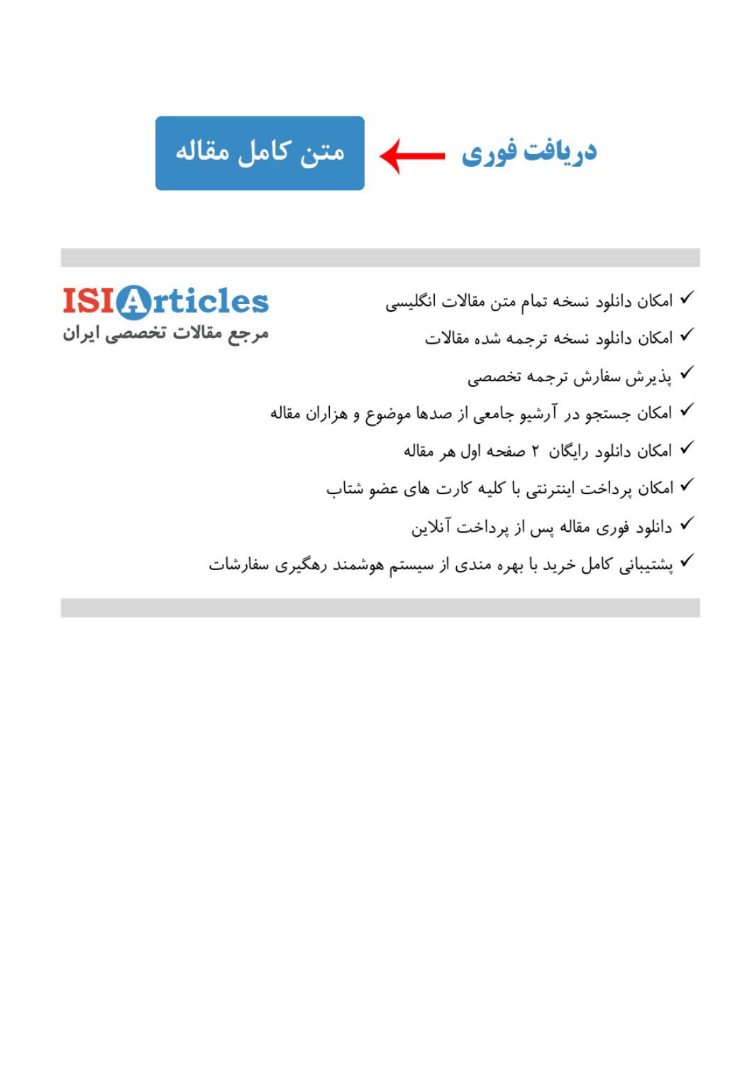دریافت فوری ← متن کامل مقاله

**ISIArticles**
مرجع مقالات تخصصی ایران

- ✓ امکان دانلود نسخه تمام متن مقالات انگلیسی
- ✓ امکان دانلود نسخه ترجمه شده مقالات
- ✓ پذیرش سفارش ترجمه تخصصی
- ✓ امکان جستجو در آرشیو جامعی از صدها موضوع و هزاران مقاله
- ✓ امکان دانلود رایگان ۲ صفحه اول هر مقاله
- ✓ امکان پرداخت اینترنتی با کلیه کارت های عضو شتاب
- ✓ دانلود فوری مقاله پس از پرداخت آنلاین
- ✓ پشتیبانی کامل خرید با بهره مندی از سیستم هوشمند رهگیری سفارشات